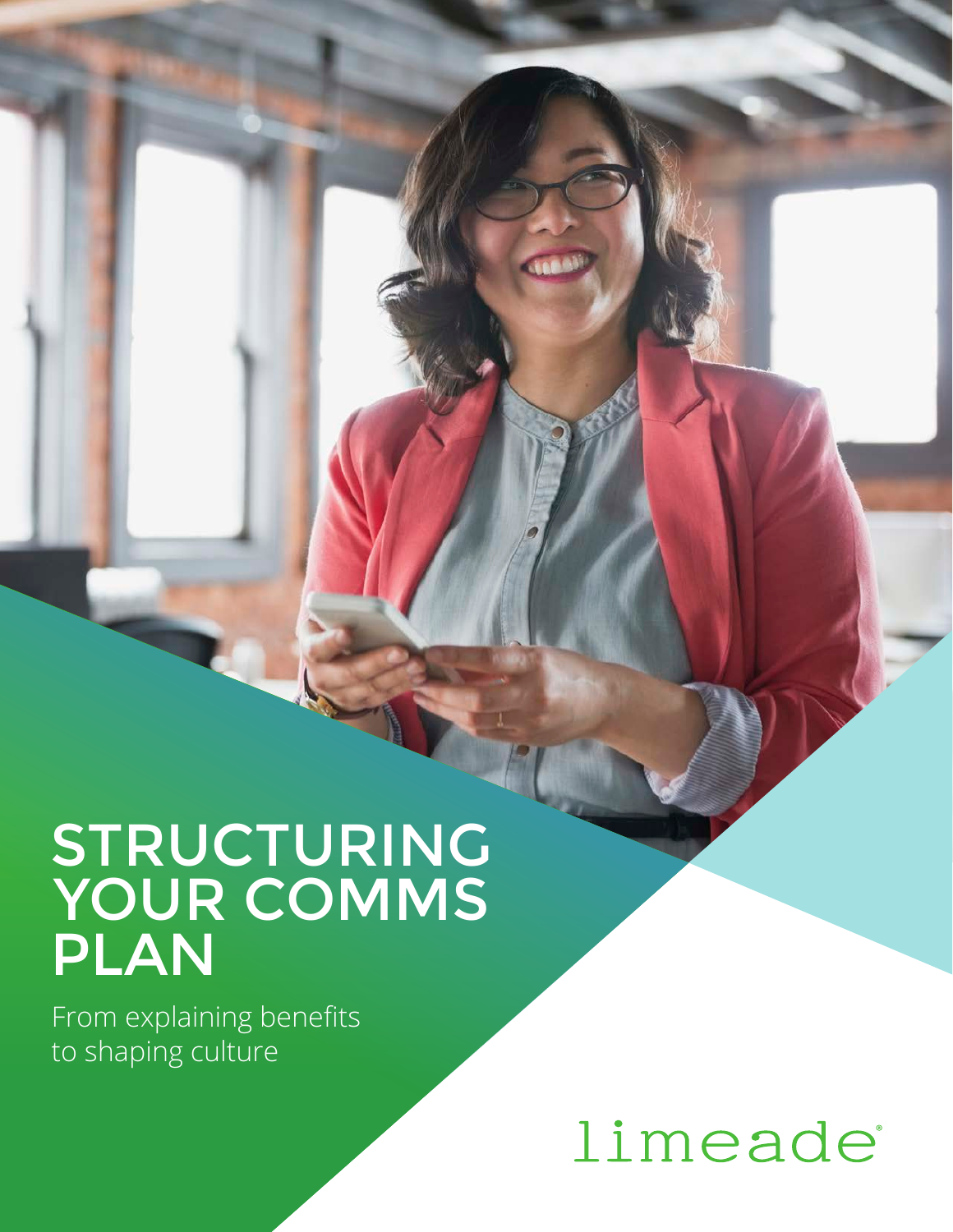# STRUCTURING YOUR COMMS PLAN

From explaining benefits to shaping culture

limeade®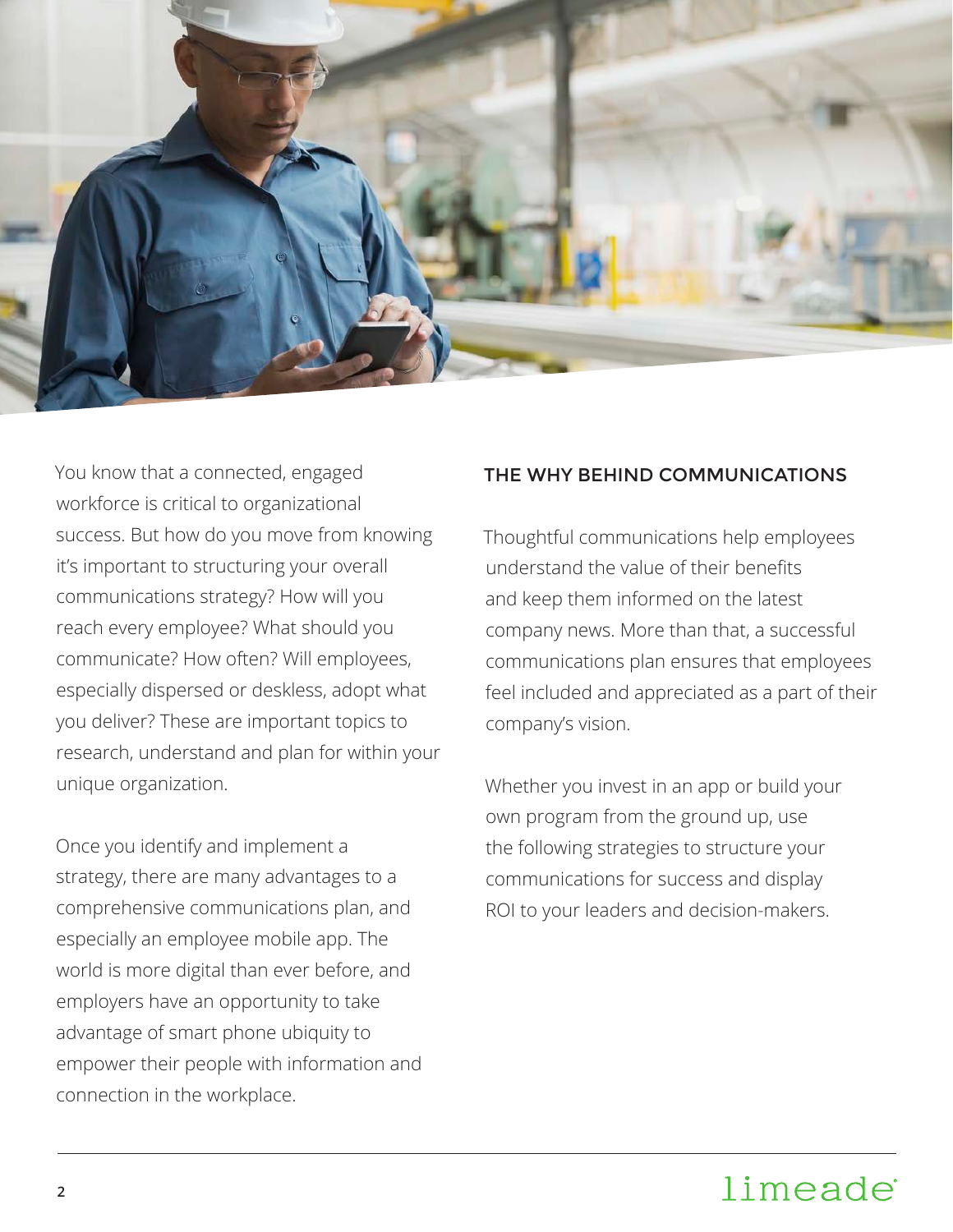You know that a connected, engaged workforce is critical to organizational success. But how do you move from knowing it's important to structuring your overall communications strategy? How will you reach every employee? What should you communicate? How often? Will employees, especially dispersed or deskless, adopt what you deliver? These are important topics to research, understand and plan for within your unique organization.

Once you identify and implement a strategy, there are many advantages to a comprehensive communications plan, and especially an employee mobile app. The world is more digital than ever before, and employers have an opportunity to take advantage of smart phone ubiquity to empower their people with information and connection in the workplace.

## THE WHY BEHIND COMMUNICATIONS

Thoughtful communications help employees understand the value of their benefits and keep them informed on the latest company news. More than that, a successful communications plan ensures that employees feel included and appreciated as a part of their company's vision.

Whether you invest in an app or build your own program from the ground up, use the following strategies to structure your communications for success and display ROI to your leaders and decision-makers.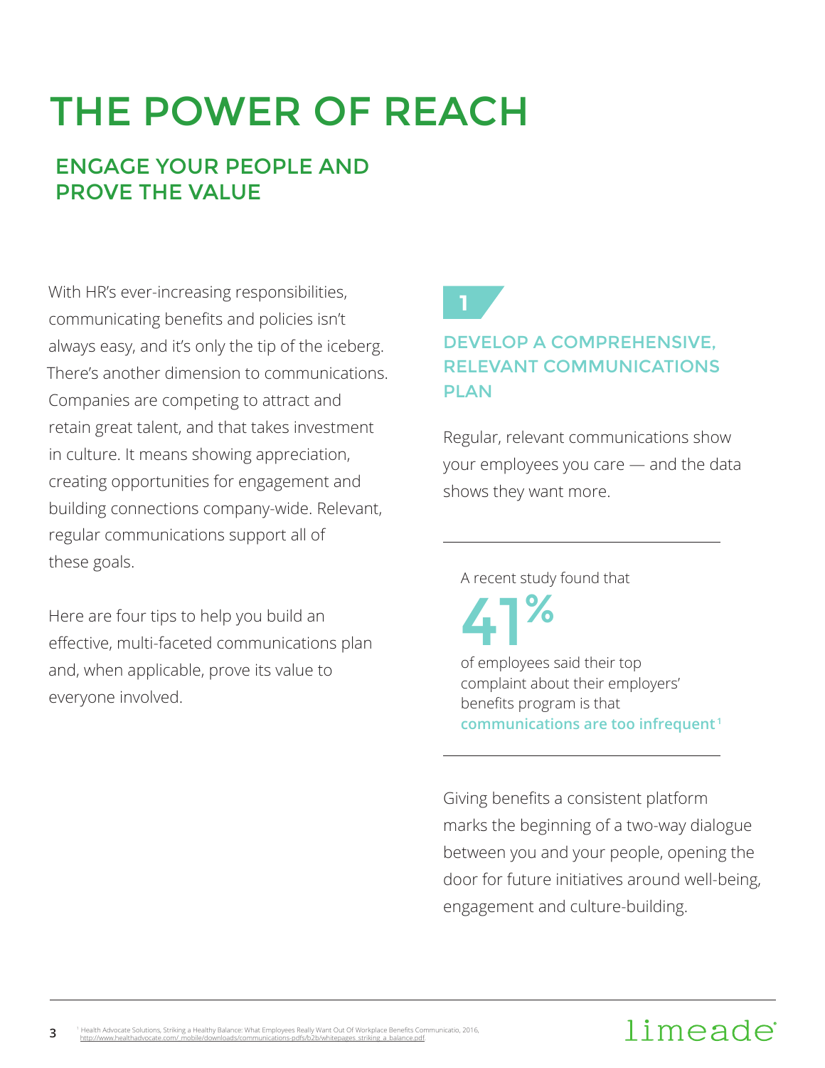# THE POWER OF REACH

## ENGAGE YOUR PEOPLE AND PROVE THE VALUE

With HR's ever-increasing responsibilities, communicating benefits and policies isn't always easy, and it's only the tip of the iceberg. There's another dimension to communications. Companies are competing to attract and retain great talent, and that takes investment in culture. It means showing appreciation, creating opportunities for engagement and building connections company-wide. Relevant, regular communications support all of these goals.

Here are four tips to help you build an effective, multi-faceted communications plan and, when applicable, prove its value to everyone involved.

1

### DEVELOP A COMPREHENSIVE, RELEVANT COMMUNICATIONS PLAN

Regular, relevant communications show your employees you care — and the data shows they want more.

---

A recent study found that

**41%**

of employees said their top complaint about their employers' benefits program is that **communications are too infrequent**[1]

---

Giving benefits a consistent platform marks the beginning of a two-way dialogue between you and your people, opening the door for future initiatives around well-being, engagement and culture-building.

[1] Health Advocate Solutions, Striking a Healthy Balance: What Employees Really Want Out Of Workplace Benefits Communicatio, 2016, http://www.healthadvocate.com/_mobile/downloads/communications-pdfs/b2b/whitepages_striking_a_balance.pdf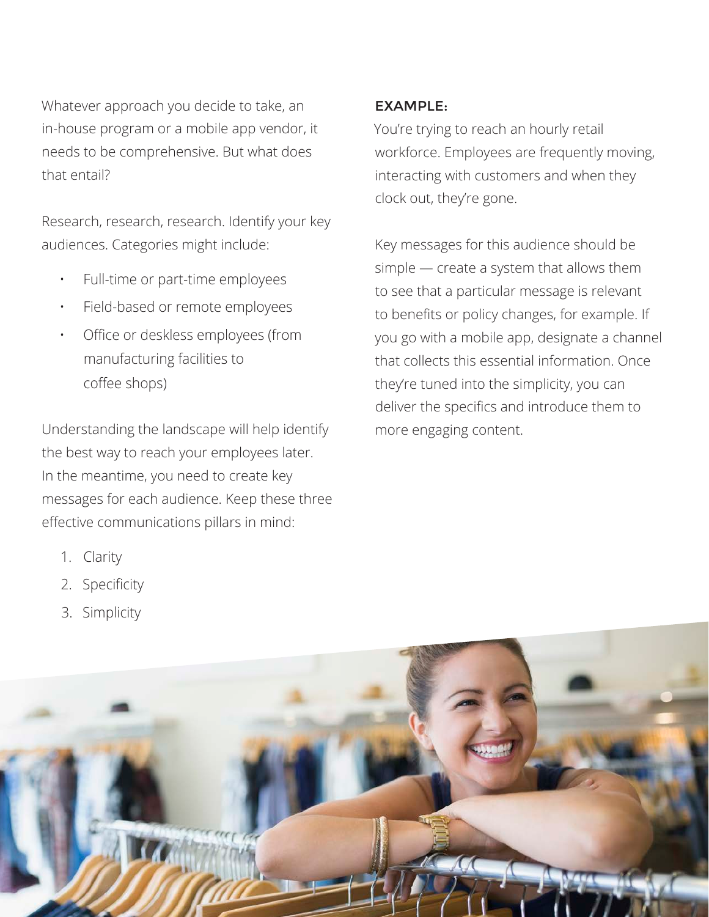Whatever approach you decide to take, an in-house program or a mobile app vendor, it needs to be comprehensive. But what does that entail?

Research, research, research. Identify your key audiences. Categories might include:

- Full-time or part-time employees
- Field-based or remote employees
- Office or deskless employees (from manufacturing facilities to coffee shops)

Understanding the landscape will help identify the best way to reach your employees later. In the meantime, you need to create key messages for each audience. Keep these three effective communications pillars in mind:

1. Clarity
2. Specificity
3. Simplicity

### EXAMPLE:

You're trying to reach an hourly retail workforce. Employees are frequently moving, interacting with customers and when they clock out, they're gone.

Key messages for this audience should be simple — create a system that allows them to see that a particular message is relevant to benefits or policy changes, for example. If you go with a mobile app, designate a channel that collects this essential information. Once they're tuned into the simplicity, you can deliver the specifics and introduce them to more engaging content.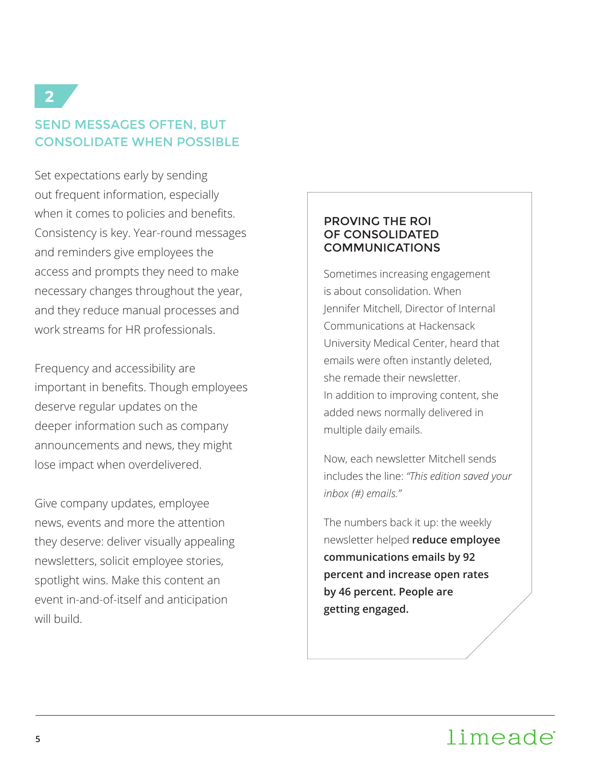2

## SEND MESSAGES OFTEN, BUT CONSOLIDATE WHEN POSSIBLE

Set expectations early by sending out frequent information, especially when it comes to policies and benefits. Consistency is key. Year-round messages and reminders give employees the access and prompts they need to make necessary changes throughout the year, and they reduce manual processes and work streams for HR professionals.

Frequency and accessibility are important in benefits. Though employees deserve regular updates on the deeper information such as company announcements and news, they might lose impact when overdelivered.

Give company updates, employee news, events and more the attention they deserve: deliver visually appealing newsletters, solicit employee stories, spotlight wins. Make this content an event in-and-of-itself and anticipation will build.

### PROVING THE ROI OF CONSOLIDATED COMMUNICATIONS

Sometimes increasing engagement is about consolidation. When Jennifer Mitchell, Director of Internal Communications at Hackensack University Medical Center, heard that emails were often instantly deleted, she remade their newsletter. In addition to improving content, she added news normally delivered in multiple daily emails.

Now, each newsletter Mitchell sends includes the line: *"This edition saved your inbox (#) emails."*

The numbers back it up: the weekly newsletter helped **reduce employee communications emails by 92 percent and increase open rates by 46 percent. People are getting engaged.**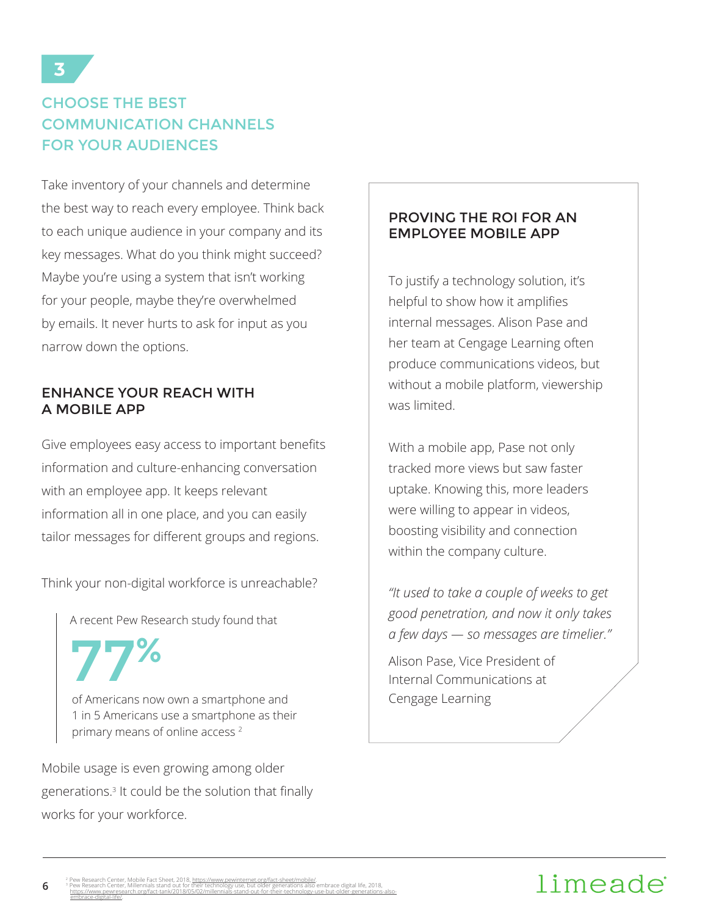# 3

## CHOOSE THE BEST COMMUNICATION CHANNELS FOR YOUR AUDIENCES

Take inventory of your channels and determine the best way to reach every employee. Think back to each unique audience in your company and its key messages. What do you think might succeed? Maybe you're using a system that isn't working for your people, maybe they're overwhelmed by emails. It never hurts to ask for input as you narrow down the options.

### ENHANCE YOUR REACH WITH A MOBILE APP

Give employees easy access to important benefits information and culture-enhancing conversation with an employee app. It keeps relevant information all in one place, and you can easily tailor messages for different groups and regions.

Think your non-digital workforce is unreachable?

> A recent Pew Research study found that
>
> **77%**
>
> of Americans now own a smartphone and 1 in 5 Americans use a smartphone as their primary means of online access [2]

Mobile usage is even growing among older generations.[3] It could be the solution that finally works for your workforce.

### PROVING THE ROI FOR AN EMPLOYEE MOBILE APP

To justify a technology solution, it's helpful to show how it amplifies internal messages. Alison Pase and her team at Cengage Learning often produce communications videos, but without a mobile platform, viewership was limited.

With a mobile app, Pase not only tracked more views but saw faster uptake. Knowing this, more leaders were willing to appear in videos, boosting visibility and connection within the company culture.

*"It used to take a couple of weeks to get good penetration, and now it only takes a few days — so messages are timelier."*

Alison Pase, Vice President of Internal Communications at Cengage Learning

---

[2] Pew Research Center, Mobile Fact Sheet, 2018, https://www.pewinternet.org/fact-sheet/mobile/

[3] Pew Research Center, Millennials stand out for their technology use, but older generations also embrace digital life, 2018, https://www.pewresearch.org/fact-tank/2018/05/02/millennials-stand-out-for-their-technology-use-but-older-generations-also-embrace-digital-life/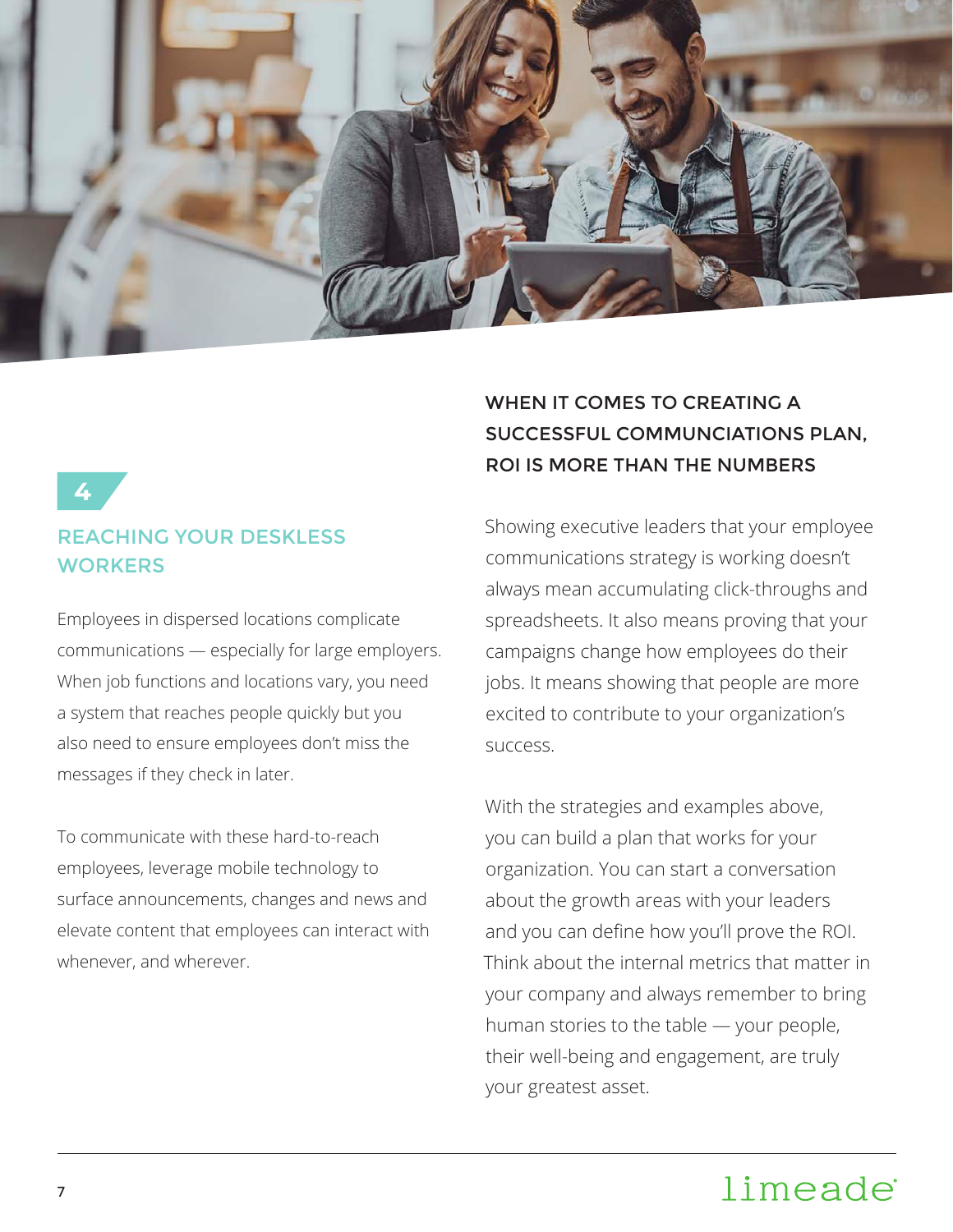## 4

## REACHING YOUR DESKLESS WORKERS

Employees in dispersed locations complicate communications — especially for large employers. When job functions and locations vary, you need a system that reaches people quickly but you also need to ensure employees don't miss the messages if they check in later.

To communicate with these hard-to-reach employees, leverage mobile technology to surface announcements, changes and news and elevate content that employees can interact with whenever, and wherever.

## WHEN IT COMES TO CREATING A SUCCESSFUL COMMUNCIATIONS PLAN, ROI IS MORE THAN THE NUMBERS

Showing executive leaders that your employee communications strategy is working doesn't always mean accumulating click-throughs and spreadsheets. It also means proving that your campaigns change how employees do their jobs. It means showing that people are more excited to contribute to your organization's success.

With the strategies and examples above, you can build a plan that works for your organization. You can start a conversation about the growth areas with your leaders and you can define how you'll prove the ROI. Think about the internal metrics that matter in your company and always remember to bring human stories to the table — your people, their well-being and engagement, are truly your greatest asset.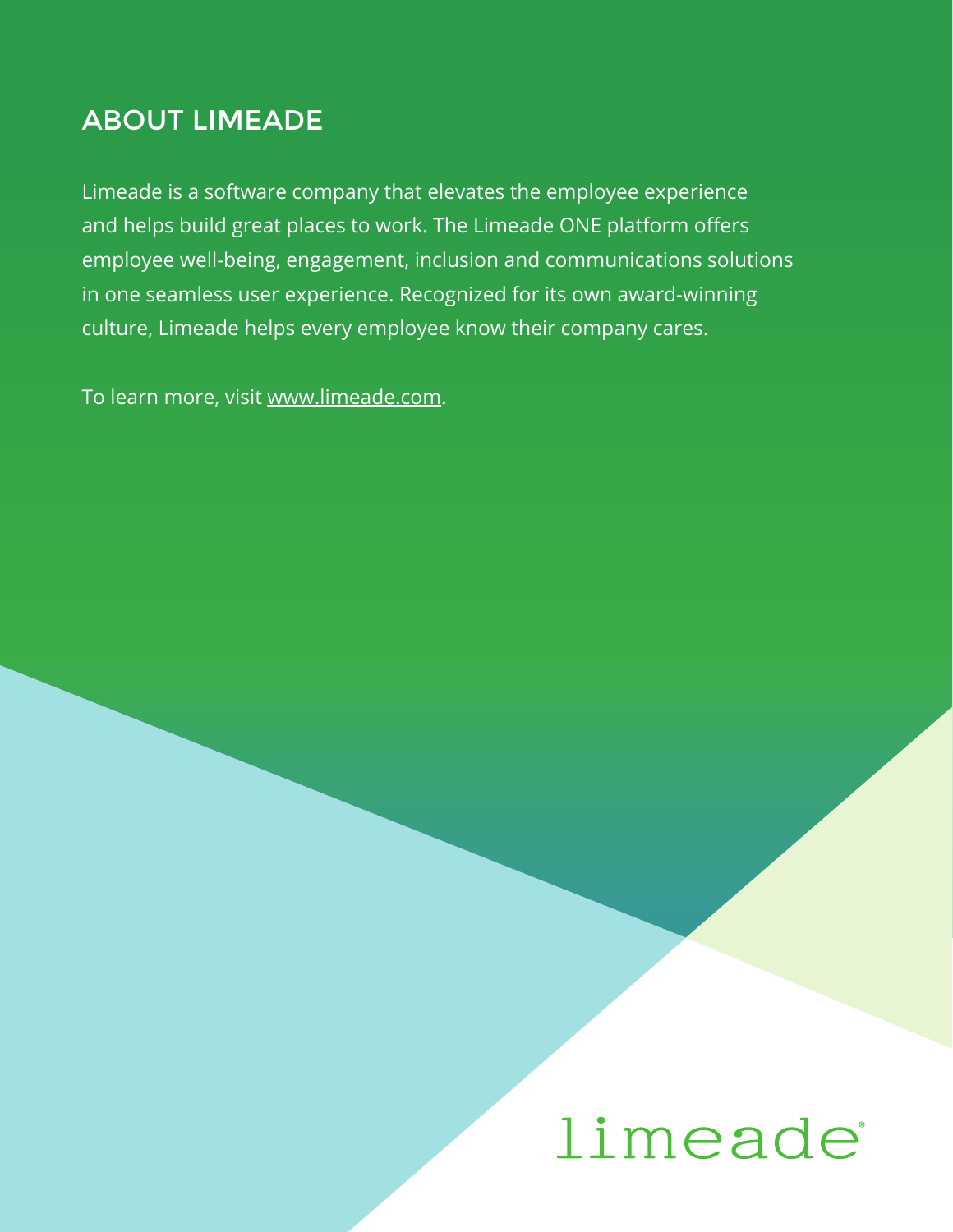## ABOUT LIMEADE

Limeade is a software company that elevates the employee experience and helps build great places to work. The Limeade ONE platform offers employee well-being, engagement, inclusion and communications solutions in one seamless user experience. Recognized for its own award-winning culture, Limeade helps every employee know their company cares.

To learn more, visit www.limeade.com.

limeade®